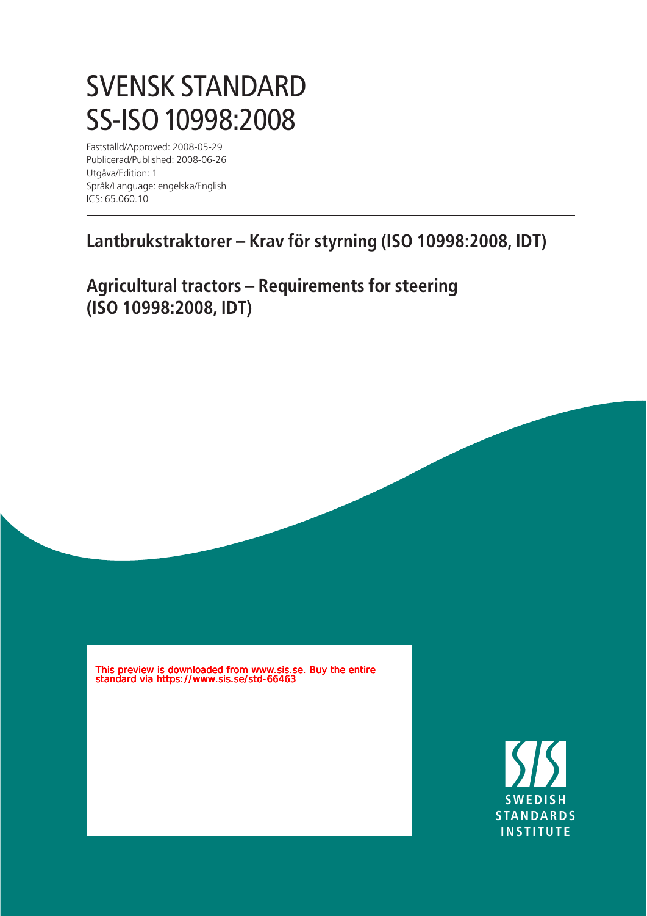# SVENSK STANDARD
# SS-ISO 10998:2008

Fastställd/Approved: 2008-05-29
Publicerad/Published: 2008-06-26
Utgåva/Edition: 1
Språk/Language: engelska/English
ICS: 65.060.10

## Lantbrukstraktorer – Krav för styrning (ISO 10998:2008, IDT)

## Agricultural tractors – Requirements for steering (ISO 10998:2008, IDT)

This preview is downloaded from www.sis.se. Buy the entire standard via https://www.sis.se/std-66463

SWEDISH STANDARDS INSTITUTE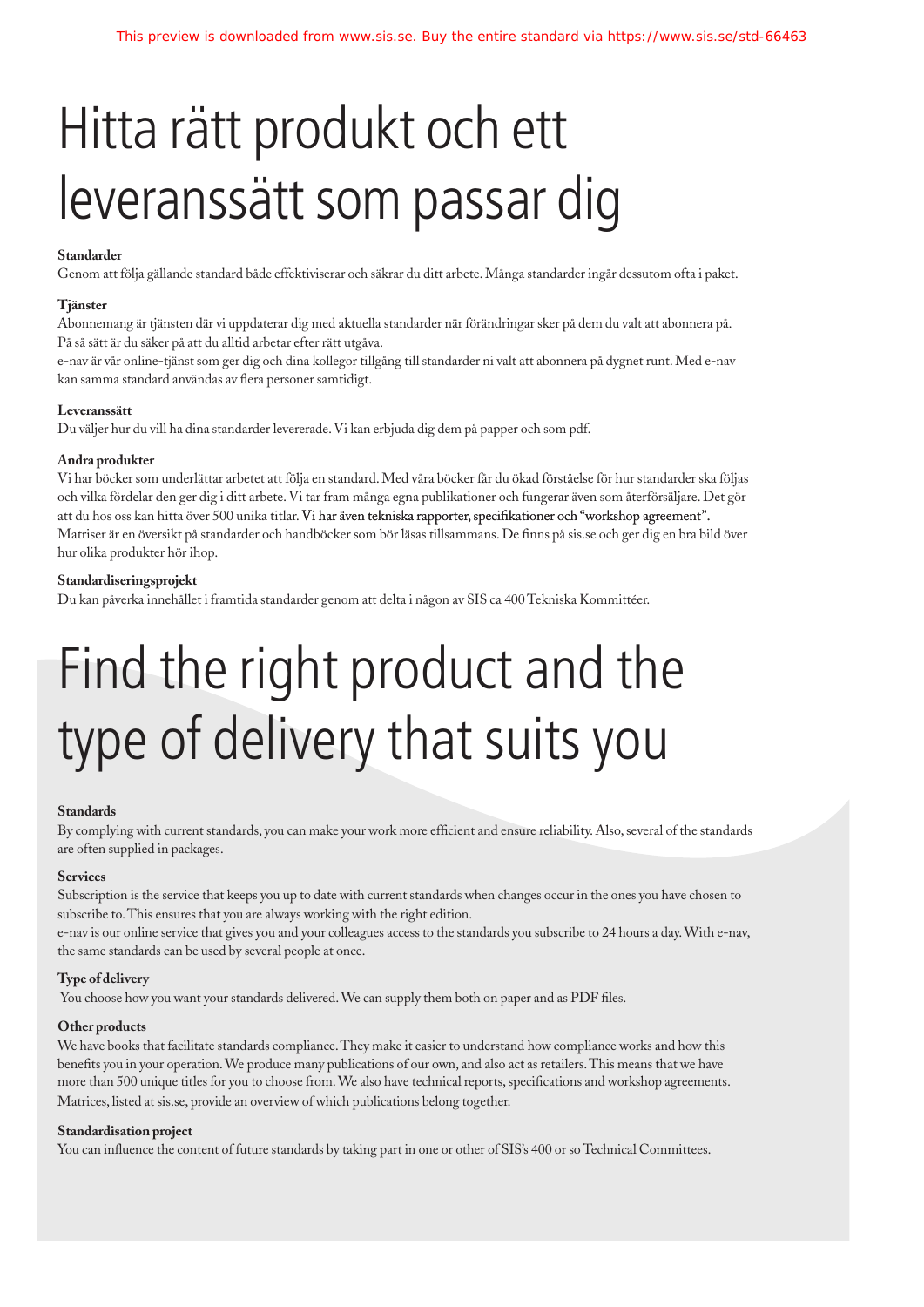# Hitta rätt produkt och ett leveranssätt som passar dig

**Standarder**

Genom att följa gällande standard både effektiviserar och säkrar du ditt arbete. Många standarder ingår dessutom ofta i paket.

**Tjänster**

Abonnemang är tjänsten där vi uppdaterar dig med aktuella standarder när förändringar sker på dem du valt att abonnera på. På så sätt är du säker på att du alltid arbetar efter rätt utgåva.

e-nav är vår online-tjänst som ger dig och dina kollegor tillgång till standarder ni valt att abonnera på dygnet runt. Med e-nav kan samma standard användas av flera personer samtidigt.

**Leveranssätt**

Du väljer hur du vill ha dina standarder levererade. Vi kan erbjuda dig dem på papper och som pdf.

**Andra produkter**

Vi har böcker som underlättar arbetet att följa en standard. Med våra böcker får du ökad förståelse för hur standarder ska följas och vilka fördelar den ger dig i ditt arbete. Vi tar fram många egna publikationer och fungerar även som återförsäljare. Det gör att du hos oss kan hitta över 500 unika titlar. Vi har även tekniska rapporter, specifikationer och "workshop agreement". Matriser är en översikt på standarder och handböcker som bör läsas tillsammans. De finns på sis.se och ger dig en bra bild över hur olika produkter hör ihop.

**Standardiseringsprojekt**

Du kan påverka innehållet i framtida standarder genom att delta i någon av SIS ca 400 Tekniska Kommittéer.

# Find the right product and the type of delivery that suits you

**Standards**

By complying with current standards, you can make your work more efficient and ensure reliability. Also, several of the standards are often supplied in packages.

**Services**

Subscription is the service that keeps you up to date with current standards when changes occur in the ones you have chosen to subscribe to. This ensures that you are always working with the right edition.

e-nav is our online service that gives you and your colleagues access to the standards you subscribe to 24 hours a day. With e-nav, the same standards can be used by several people at once.

**Type of delivery**

You choose how you want your standards delivered. We can supply them both on paper and as PDF files.

**Other products**

We have books that facilitate standards compliance. They make it easier to understand how compliance works and how this benefits you in your operation. We produce many publications of our own, and also act as retailers. This means that we have more than 500 unique titles for you to choose from. We also have technical reports, specifications and workshop agreements. Matrices, listed at sis.se, provide an overview of which publications belong together.

**Standardisation project**

You can influence the content of future standards by taking part in one or other of SIS's 400 or so Technical Committees.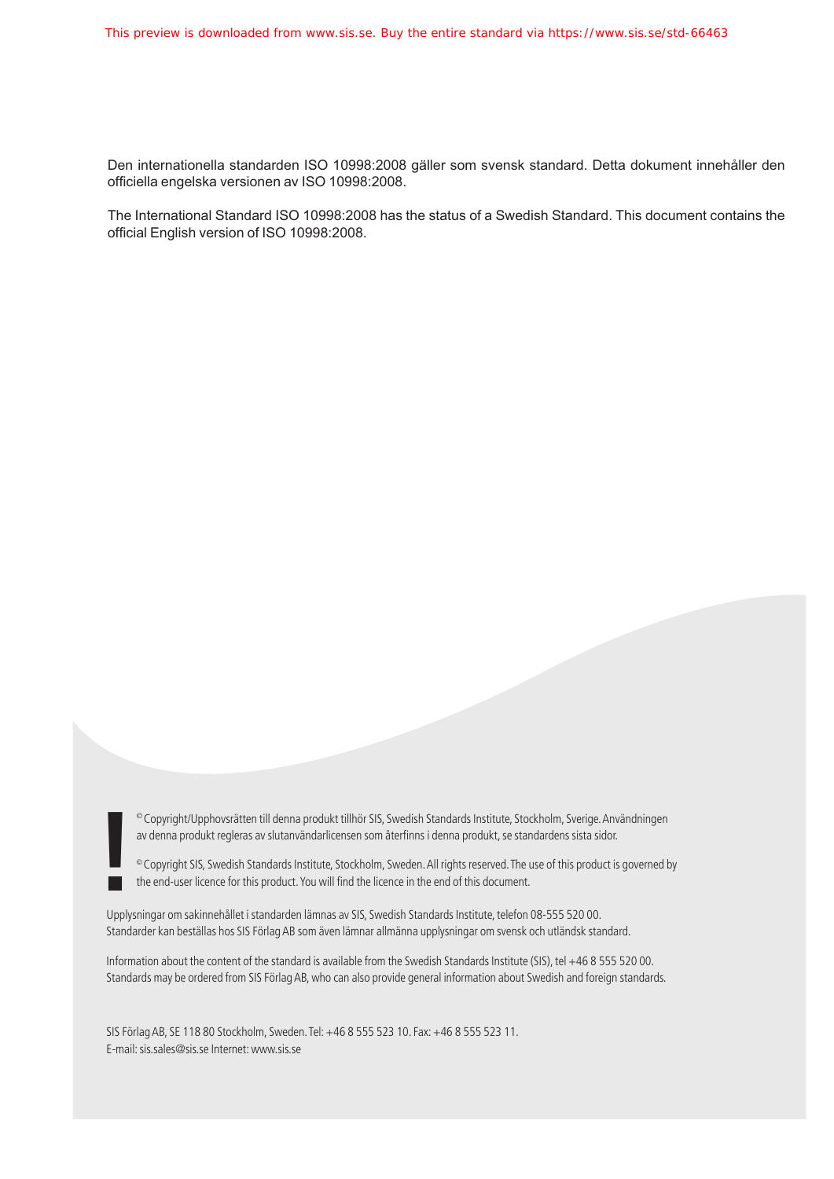Den internationella standarden ISO 10998:2008 gäller som svensk standard. Detta dokument innehåller den officiella engelska versionen av ISO 10998:2008.

The International Standard ISO 10998:2008 has the status of a Swedish Standard. This document contains the official English version of ISO 10998:2008.

© Copyright/Upphovsrätten till denna produkt tillhör SIS, Swedish Standards Institute, Stockholm, Sverige. Användningen av denna produkt regleras av slutanvändarlicensen som återfinns i denna produkt, se standardens sista sidor.

© Copyright SIS, Swedish Standards Institute, Stockholm, Sweden. All rights reserved. The use of this product is governed by the end-user licence for this product. You will find the licence in the end of this document.

Upplysningar om sakinnehållet i standarden lämnas av SIS, Swedish Standards Institute, telefon 08-555 520 00. Standarder kan beställas hos SIS Förlag AB som även lämnar allmänna upplysningar om svensk och utländsk standard.

Information about the content of the standard is available from the Swedish Standards Institute (SIS), tel +46 8 555 520 00. Standards may be ordered from SIS Förlag AB, who can also provide general information about Swedish and foreign standards.

SIS Förlag AB, SE 118 80 Stockholm, Sweden. Tel: +46 8 555 523 10. Fax: +46 8 555 523 11.
E-mail: sis.sales@sis.se Internet: www.sis.se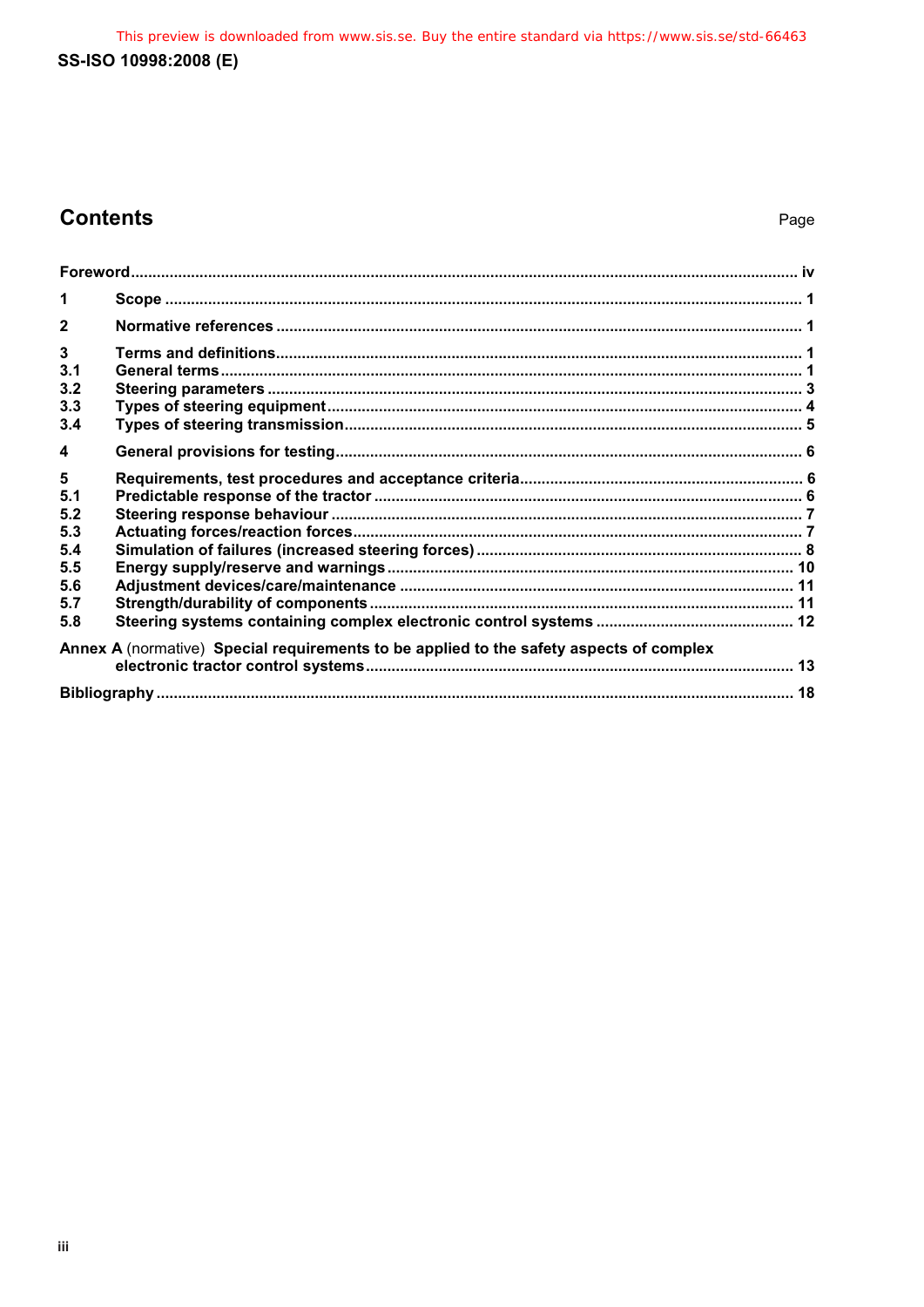## Contents

Page

**Foreword** ..... iv

**1 Scope** ..... 1

**2 Normative references** ..... 1

**3 Terms and definitions** ..... 1
**3.1 General terms** ..... 1
**3.2 Steering parameters** ..... 3
**3.3 Types of steering equipment** ..... 4
**3.4 Types of steering transmission** ..... 5

**4 General provisions for testing** ..... 6

**5 Requirements, test procedures and acceptance criteria** ..... 6
**5.1 Predictable response of the tractor** ..... 6
**5.2 Steering response behaviour** ..... 7
**5.3 Actuating forces/reaction forces** ..... 7
**5.4 Simulation of failures (increased steering forces)** ..... 8
**5.5 Energy supply/reserve and warnings** ..... 10
**5.6 Adjustment devices/care/maintenance** ..... 11
**5.7 Strength/durability of components** ..... 11
**5.8 Steering systems containing complex electronic control systems** ..... 12

**Annex A** (normative) **Special requirements to be applied to the safety aspects of complex electronic tractor control systems** ..... 13

**Bibliography** ..... 18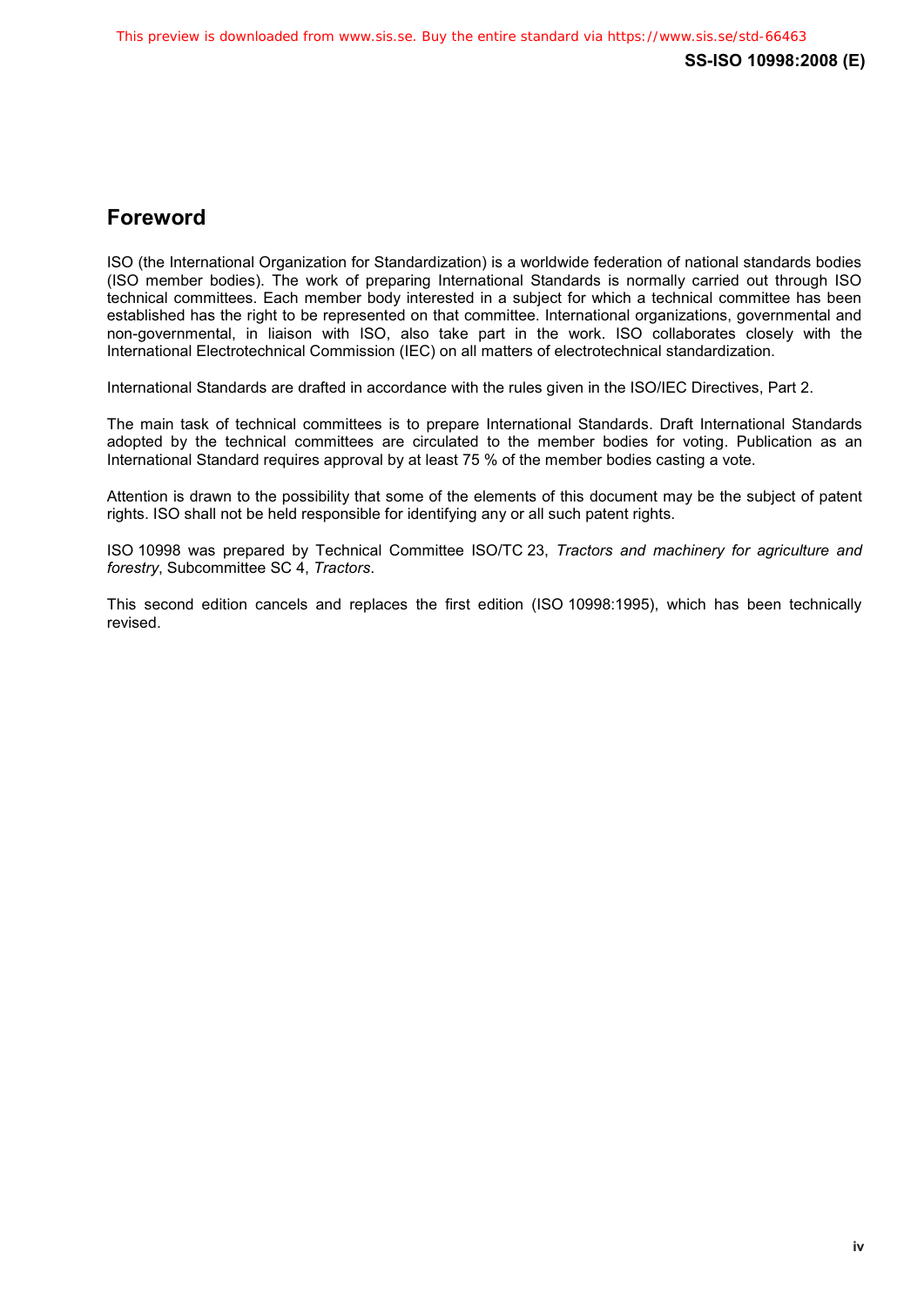# Foreword

ISO (the International Organization for Standardization) is a worldwide federation of national standards bodies (ISO member bodies). The work of preparing International Standards is normally carried out through ISO technical committees. Each member body interested in a subject for which a technical committee has been established has the right to be represented on that committee. International organizations, governmental and non-governmental, in liaison with ISO, also take part in the work. ISO collaborates closely with the International Electrotechnical Commission (IEC) on all matters of electrotechnical standardization.

International Standards are drafted in accordance with the rules given in the ISO/IEC Directives, Part 2.

The main task of technical committees is to prepare International Standards. Draft International Standards adopted by the technical committees are circulated to the member bodies for voting. Publication as an International Standard requires approval by at least 75 % of the member bodies casting a vote.

Attention is drawn to the possibility that some of the elements of this document may be the subject of patent rights. ISO shall not be held responsible for identifying any or all such patent rights.

ISO 10998 was prepared by Technical Committee ISO/TC 23, *Tractors and machinery for agriculture and forestry*, Subcommittee SC 4, *Tractors*.

This second edition cancels and replaces the first edition (ISO 10998:1995), which has been technically revised.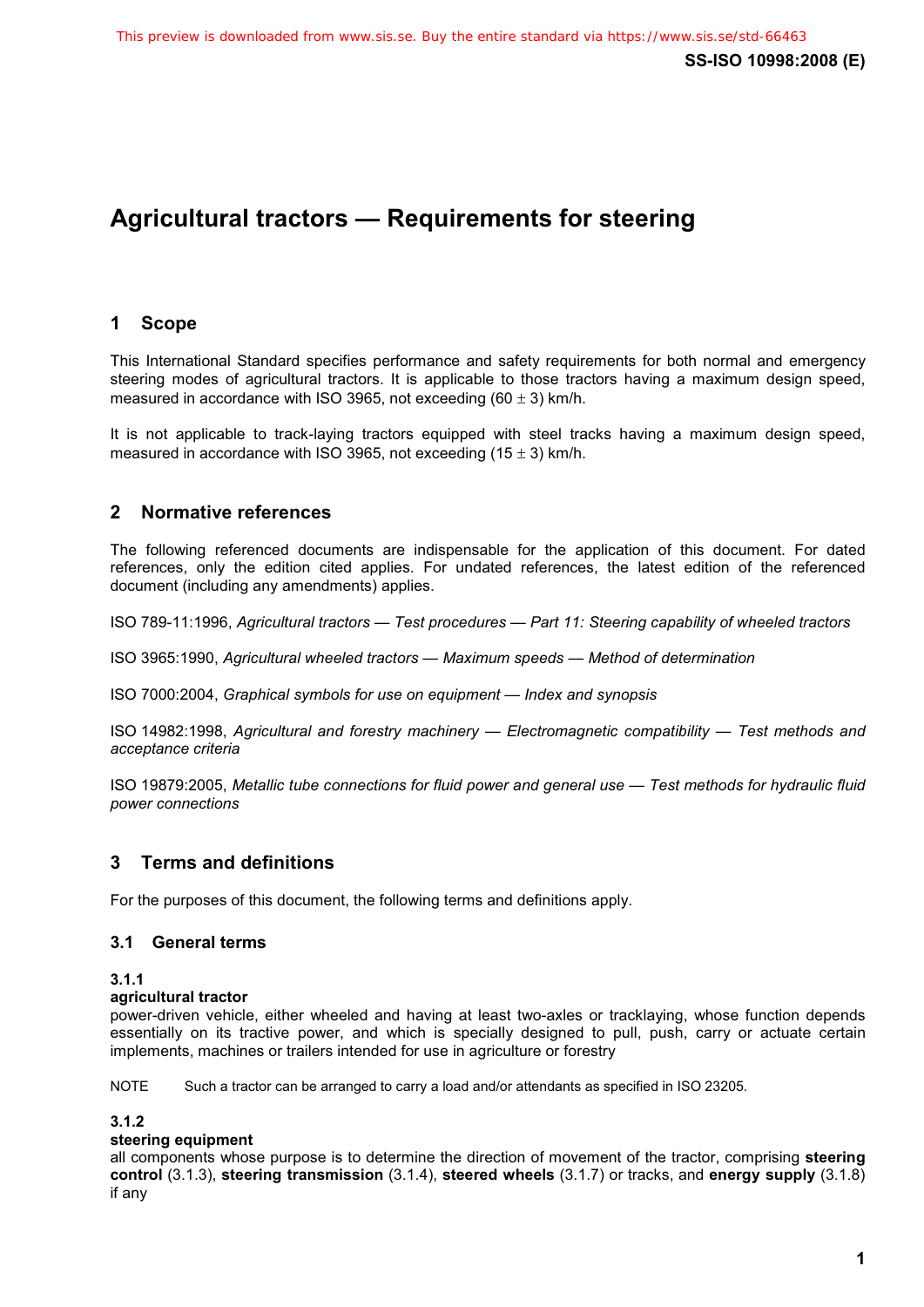# Agricultural tractors — Requirements for steering

## 1 Scope

This International Standard specifies performance and safety requirements for both normal and emergency steering modes of agricultural tractors. It is applicable to those tractors having a maximum design speed, measured in accordance with ISO 3965, not exceeding (60 ± 3) km/h.

It is not applicable to track-laying tractors equipped with steel tracks having a maximum design speed, measured in accordance with ISO 3965, not exceeding (15 ± 3) km/h.

## 2 Normative references

The following referenced documents are indispensable for the application of this document. For dated references, only the edition cited applies. For undated references, the latest edition of the referenced document (including any amendments) applies.

ISO 789-11:1996, *Agricultural tractors — Test procedures — Part 11: Steering capability of wheeled tractors*

ISO 3965:1990, *Agricultural wheeled tractors — Maximum speeds — Method of determination*

ISO 7000:2004, *Graphical symbols for use on equipment — Index and synopsis*

ISO 14982:1998, *Agricultural and forestry machinery — Electromagnetic compatibility — Test methods and acceptance criteria*

ISO 19879:2005, *Metallic tube connections for fluid power and general use — Test methods for hydraulic fluid power connections*

## 3 Terms and definitions

For the purposes of this document, the following terms and definitions apply.

### 3.1 General terms

**3.1.1**

**agricultural tractor**

power-driven vehicle, either wheeled and having at least two-axles or tracklaying, whose function depends essentially on its tractive power, and which is specially designed to pull, push, carry or actuate certain implements, machines or trailers intended for use in agriculture or forestry

NOTE Such a tractor can be arranged to carry a load and/or attendants as specified in ISO 23205.

**3.1.2**

**steering equipment**

all components whose purpose is to determine the direction of movement of the tractor, comprising **steering control** (3.1.3), **steering transmission** (3.1.4), **steered wheels** (3.1.7) or tracks, and **energy supply** (3.1.8) if any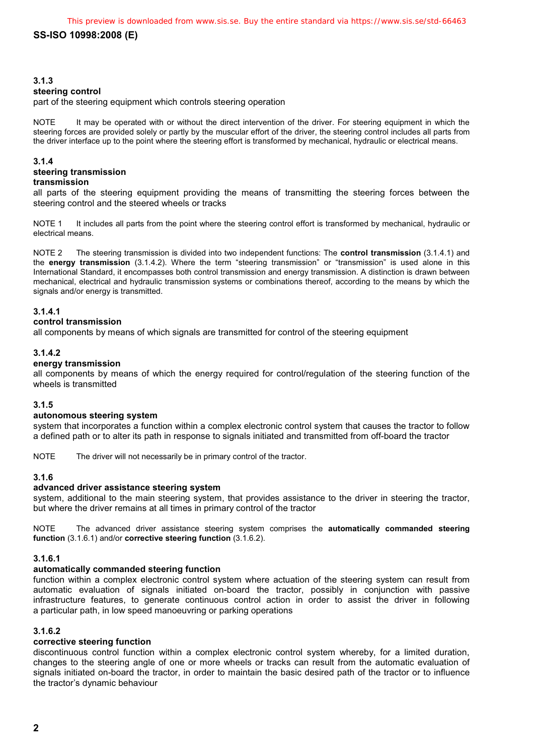### 3.1.3
**steering control**

part of the steering equipment which controls steering operation

NOTE It may be operated with or without the direct intervention of the driver. For steering equipment in which the steering forces are provided solely or partly by the muscular effort of the driver, the steering control includes all parts from the driver interface up to the point where the steering effort is transformed by mechanical, hydraulic or electrical means.

### 3.1.4
**steering transmission**
**transmission**

all parts of the steering equipment providing the means of transmitting the steering forces between the steering control and the steered wheels or tracks

NOTE 1 It includes all parts from the point where the steering control effort is transformed by mechanical, hydraulic or electrical means.

NOTE 2 The steering transmission is divided into two independent functions: The **control transmission** (3.1.4.1) and the **energy transmission** (3.1.4.2). Where the term "steering transmission" or "transmission" is used alone in this International Standard, it encompasses both control transmission and energy transmission. A distinction is drawn between mechanical, electrical and hydraulic transmission systems or combinations thereof, according to the means by which the signals and/or energy is transmitted.

#### 3.1.4.1
**control transmission**

all components by means of which signals are transmitted for control of the steering equipment

#### 3.1.4.2
**energy transmission**

all components by means of which the energy required for control/regulation of the steering function of the wheels is transmitted

### 3.1.5
**autonomous steering system**

system that incorporates a function within a complex electronic control system that causes the tractor to follow a defined path or to alter its path in response to signals initiated and transmitted from off-board the tractor

NOTE The driver will not necessarily be in primary control of the tractor.

### 3.1.6
**advanced driver assistance steering system**

system, additional to the main steering system, that provides assistance to the driver in steering the tractor, but where the driver remains at all times in primary control of the tractor

NOTE The advanced driver assistance steering system comprises the **automatically commanded steering function** (3.1.6.1) and/or **corrective steering function** (3.1.6.2).

#### 3.1.6.1
**automatically commanded steering function**

function within a complex electronic control system where actuation of the steering system can result from automatic evaluation of signals initiated on-board the tractor, possibly in conjunction with passive infrastructure features, to generate continuous control action in order to assist the driver in following a particular path, in low speed manoeuvring or parking operations

#### 3.1.6.2
**corrective steering function**

discontinuous control function within a complex electronic control system whereby, for a limited duration, changes to the steering angle of one or more wheels or tracks can result from the automatic evaluation of signals initiated on-board the tractor, in order to maintain the basic desired path of the tractor or to influence the tractor's dynamic behaviour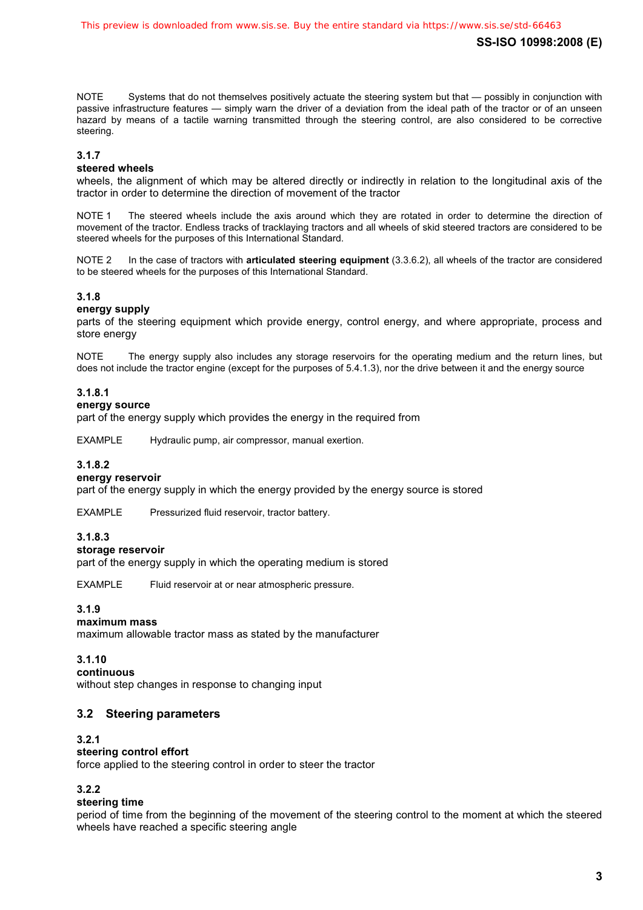NOTE Systems that do not themselves positively actuate the steering system but that — possibly in conjunction with passive infrastructure features — simply warn the driver of a deviation from the ideal path of the tractor or of an unseen hazard by means of a tactile warning transmitted through the steering control, are also considered to be corrective steering.

### 3.1.7

**steered wheels**

wheels, the alignment of which may be altered directly or indirectly in relation to the longitudinal axis of the tractor in order to determine the direction of movement of the tractor

NOTE 1 The steered wheels include the axis around which they are rotated in order to determine the direction of movement of the tractor. Endless tracks of tracklaying tractors and all wheels of skid steered tractors are considered to be steered wheels for the purposes of this International Standard.

NOTE 2 In the case of tractors with **articulated steering equipment** (3.3.6.2), all wheels of the tractor are considered to be steered wheels for the purposes of this International Standard.

### 3.1.8

**energy supply**

parts of the steering equipment which provide energy, control energy, and where appropriate, process and store energy

NOTE The energy supply also includes any storage reservoirs for the operating medium and the return lines, but does not include the tractor engine (except for the purposes of 5.4.1.3), nor the drive between it and the energy source

### 3.1.8.1

**energy source**

part of the energy supply which provides the energy in the required from

EXAMPLE Hydraulic pump, air compressor, manual exertion.

### 3.1.8.2

**energy reservoir**

part of the energy supply in which the energy provided by the energy source is stored

EXAMPLE Pressurized fluid reservoir, tractor battery.

### 3.1.8.3

**storage reservoir**

part of the energy supply in which the operating medium is stored

EXAMPLE Fluid reservoir at or near atmospheric pressure.

### 3.1.9

**maximum mass**

maximum allowable tractor mass as stated by the manufacturer

### 3.1.10

**continuous**

without step changes in response to changing input

## 3.2 Steering parameters

### 3.2.1

**steering control effort**

force applied to the steering control in order to steer the tractor

### 3.2.2

**steering time**

period of time from the beginning of the movement of the steering control to the moment at which the steered wheels have reached a specific steering angle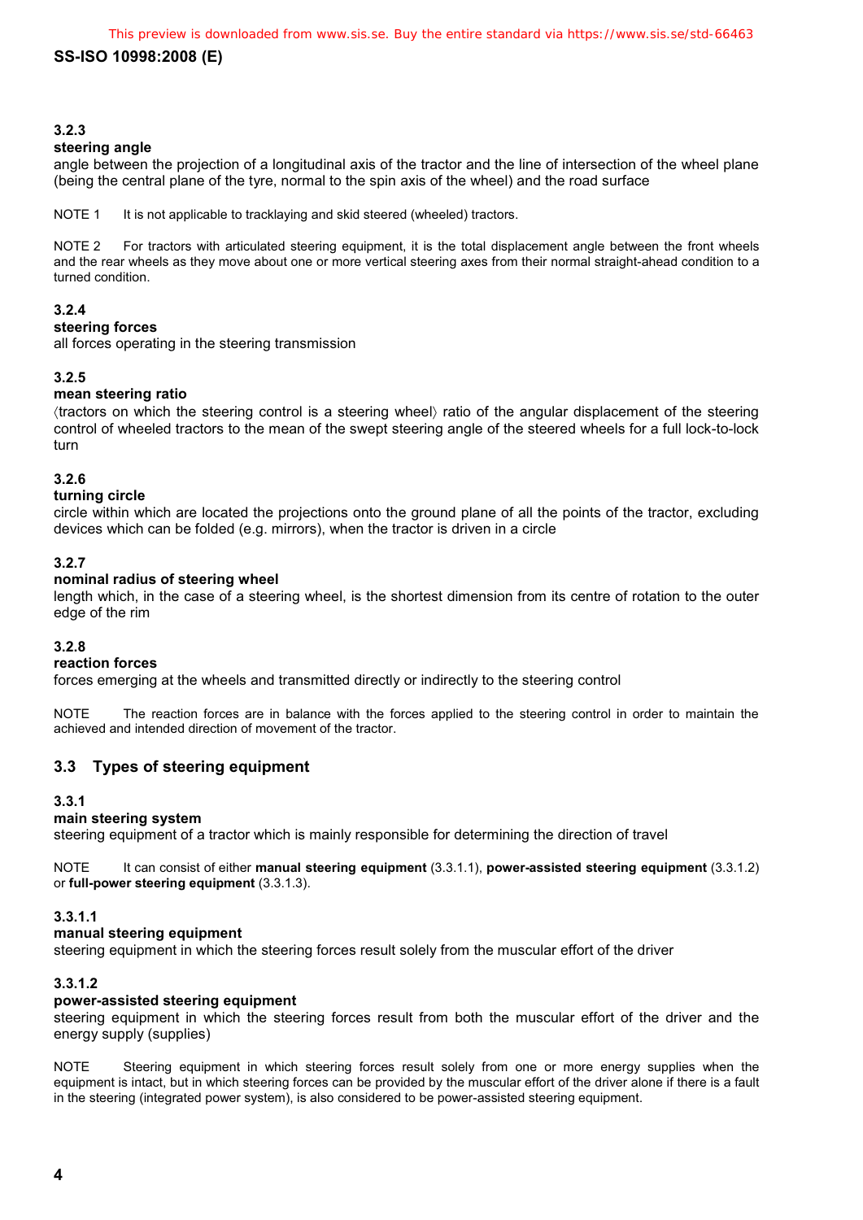**3.2.3**

**steering angle**

angle between the projection of a longitudinal axis of the tractor and the line of intersection of the wheel plane (being the central plane of the tyre, normal to the spin axis of the wheel) and the road surface

NOTE 1 It is not applicable to tracklaying and skid steered (wheeled) tractors.

NOTE 2 For tractors with articulated steering equipment, it is the total displacement angle between the front wheels and the rear wheels as they move about one or more vertical steering axes from their normal straight-ahead condition to a turned condition.

**3.2.4**

**steering forces**

all forces operating in the steering transmission

**3.2.5**

**mean steering ratio**

⟨tractors on which the steering control is a steering wheel⟩ ratio of the angular displacement of the steering control of wheeled tractors to the mean of the swept steering angle of the steered wheels for a full lock-to-lock turn

**3.2.6**

**turning circle**

circle within which are located the projections onto the ground plane of all the points of the tractor, excluding devices which can be folded (e.g. mirrors), when the tractor is driven in a circle

**3.2.7**

**nominal radius of steering wheel**

length which, in the case of a steering wheel, is the shortest dimension from its centre of rotation to the outer edge of the rim

**3.2.8**

**reaction forces**

forces emerging at the wheels and transmitted directly or indirectly to the steering control

NOTE The reaction forces are in balance with the forces applied to the steering control in order to maintain the achieved and intended direction of movement of the tractor.

## 3.3 Types of steering equipment

**3.3.1**

**main steering system**

steering equipment of a tractor which is mainly responsible for determining the direction of travel

NOTE It can consist of either **manual steering equipment** (3.3.1.1), **power-assisted steering equipment** (3.3.1.2) or **full-power steering equipment** (3.3.1.3).

**3.3.1.1**

**manual steering equipment**

steering equipment in which the steering forces result solely from the muscular effort of the driver

**3.3.1.2**

**power-assisted steering equipment**

steering equipment in which the steering forces result from both the muscular effort of the driver and the energy supply (supplies)

NOTE Steering equipment in which steering forces result solely from one or more energy supplies when the equipment is intact, but in which steering forces can be provided by the muscular effort of the driver alone if there is a fault in the steering (integrated power system), is also considered to be power-assisted steering equipment.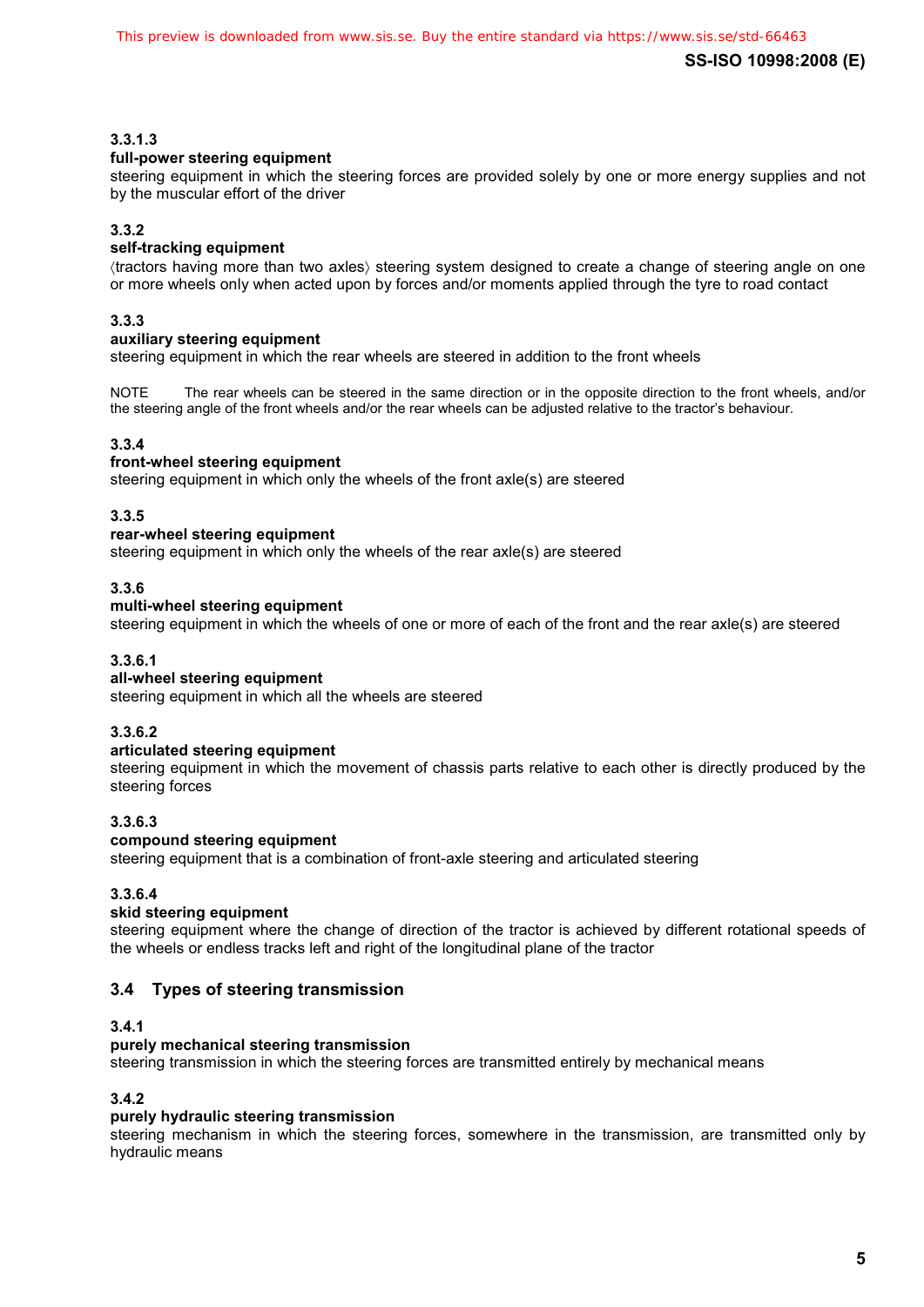**3.3.1.3**

**full-power steering equipment**

steering equipment in which the steering forces are provided solely by one or more energy supplies and not by the muscular effort of the driver

**3.3.2**

**self-tracking equipment**

⟨tractors having more than two axles⟩ steering system designed to create a change of steering angle on one or more wheels only when acted upon by forces and/or moments applied through the tyre to road contact

**3.3.3**

**auxiliary steering equipment**

steering equipment in which the rear wheels are steered in addition to the front wheels

NOTE The rear wheels can be steered in the same direction or in the opposite direction to the front wheels, and/or the steering angle of the front wheels and/or the rear wheels can be adjusted relative to the tractor's behaviour.

**3.3.4**

**front-wheel steering equipment**

steering equipment in which only the wheels of the front axle(s) are steered

**3.3.5**

**rear-wheel steering equipment**

steering equipment in which only the wheels of the rear axle(s) are steered

**3.3.6**

**multi-wheel steering equipment**

steering equipment in which the wheels of one or more of each of the front and the rear axle(s) are steered

**3.3.6.1**

**all-wheel steering equipment**

steering equipment in which all the wheels are steered

**3.3.6.2**

**articulated steering equipment**

steering equipment in which the movement of chassis parts relative to each other is directly produced by the steering forces

**3.3.6.3**

**compound steering equipment**

steering equipment that is a combination of front-axle steering and articulated steering

**3.3.6.4**

**skid steering equipment**

steering equipment where the change of direction of the tractor is achieved by different rotational speeds of the wheels or endless tracks left and right of the longitudinal plane of the tractor

## 3.4 Types of steering transmission

**3.4.1**

**purely mechanical steering transmission**

steering transmission in which the steering forces are transmitted entirely by mechanical means

**3.4.2**

**purely hydraulic steering transmission**

steering mechanism in which the steering forces, somewhere in the transmission, are transmitted only by hydraulic means